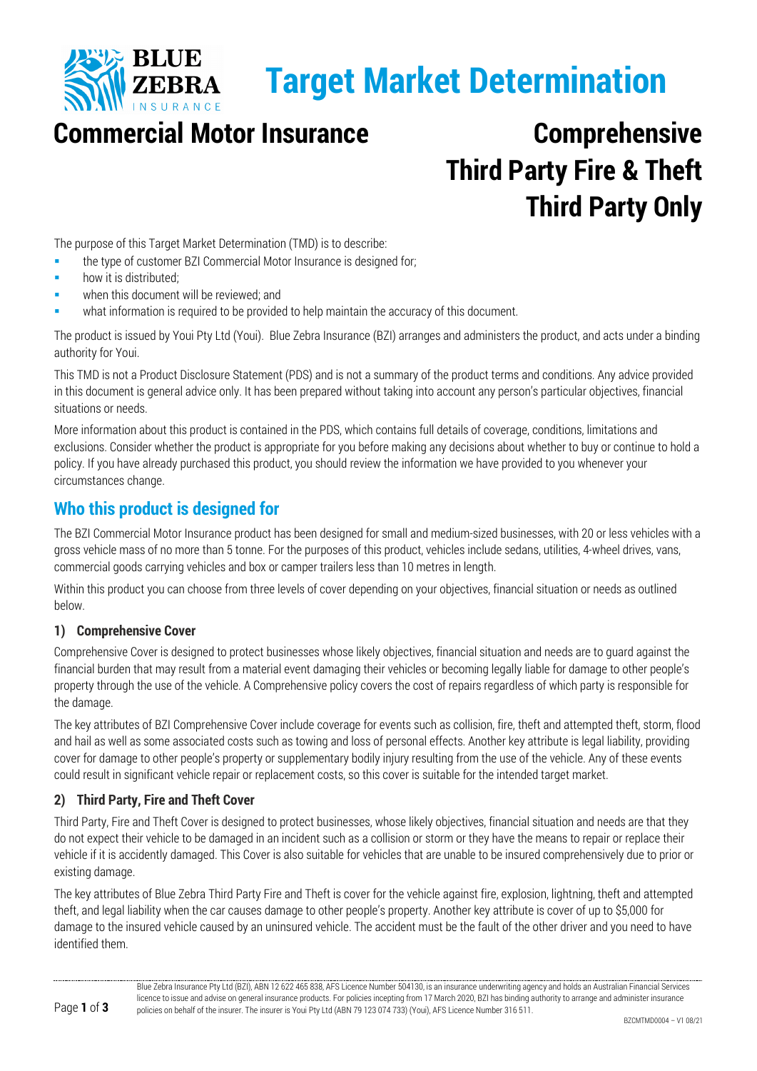# Target Market Determination

## Commercial Motor Insurance

## Comprehensive
## Third Party Fire & Theft
## Third Party Only

The purpose of this Target Market Determination (TMD) is to describe:

- the type of customer BZI Commercial Motor Insurance is designed for;
- how it is distributed;
- when this document will be reviewed; and
- what information is required to be provided to help maintain the accuracy of this document.

The product is issued by Youi Pty Ltd (Youi). Blue Zebra Insurance (BZI) arranges and administers the product, and acts under a binding authority for Youi.

This TMD is not a Product Disclosure Statement (PDS) and is not a summary of the product terms and conditions. Any advice provided in this document is general advice only. It has been prepared without taking into account any person's particular objectives, financial situations or needs.

More information about this product is contained in the PDS, which contains full details of coverage, conditions, limitations and exclusions. Consider whether the product is appropriate for you before making any decisions about whether to buy or continue to hold a policy. If you have already purchased this product, you should review the information we have provided to you whenever your circumstances change.

## Who this product is designed for

The BZI Commercial Motor Insurance product has been designed for small and medium-sized businesses, with 20 or less vehicles with a gross vehicle mass of no more than 5 tonne. For the purposes of this product, vehicles include sedans, utilities, 4-wheel drives, vans, commercial goods carrying vehicles and box or camper trailers less than 10 metres in length.

Within this product you can choose from three levels of cover depending on your objectives, financial situation or needs as outlined below.

### 1) Comprehensive Cover

Comprehensive Cover is designed to protect businesses whose likely objectives, financial situation and needs are to guard against the financial burden that may result from a material event damaging their vehicles or becoming legally liable for damage to other people's property through the use of the vehicle. A Comprehensive policy covers the cost of repairs regardless of which party is responsible for the damage.

The key attributes of BZI Comprehensive Cover include coverage for events such as collision, fire, theft and attempted theft, storm, flood and hail as well as some associated costs such as towing and loss of personal effects. Another key attribute is legal liability, providing cover for damage to other people's property or supplementary bodily injury resulting from the use of the vehicle. Any of these events could result in significant vehicle repair or replacement costs, so this cover is suitable for the intended target market.

### 2) Third Party, Fire and Theft Cover

Third Party, Fire and Theft Cover is designed to protect businesses, whose likely objectives, financial situation and needs are that they do not expect their vehicle to be damaged in an incident such as a collision or storm or they have the means to repair or replace their vehicle if it is accidently damaged. This Cover is also suitable for vehicles that are unable to be insured comprehensively due to prior or existing damage.

The key attributes of Blue Zebra Third Party Fire and Theft is cover for the vehicle against fire, explosion, lightning, theft and attempted theft, and legal liability when the car causes damage to other people's property. Another key attribute is cover of up to $5,000 for damage to the insured vehicle caused by an uninsured vehicle. The accident must be the fault of the other driver and you need to have identified them.

Blue Zebra Insurance Pty Ltd (BZI), ABN 12 622 465 838, AFS Licence Number 504130, is an insurance underwriting agency and holds an Australian Financial Services licence to issue and advise on general insurance products. For policies incepting from 17 March 2020, BZI has binding authority to arrange and administer insurance policies on behalf of the insurer. The insurer is Youi Pty Ltd (ABN 79 123 074 733) (Youi), AFS Licence Number 316 511.

BZCMTMD0004 – V1 08/21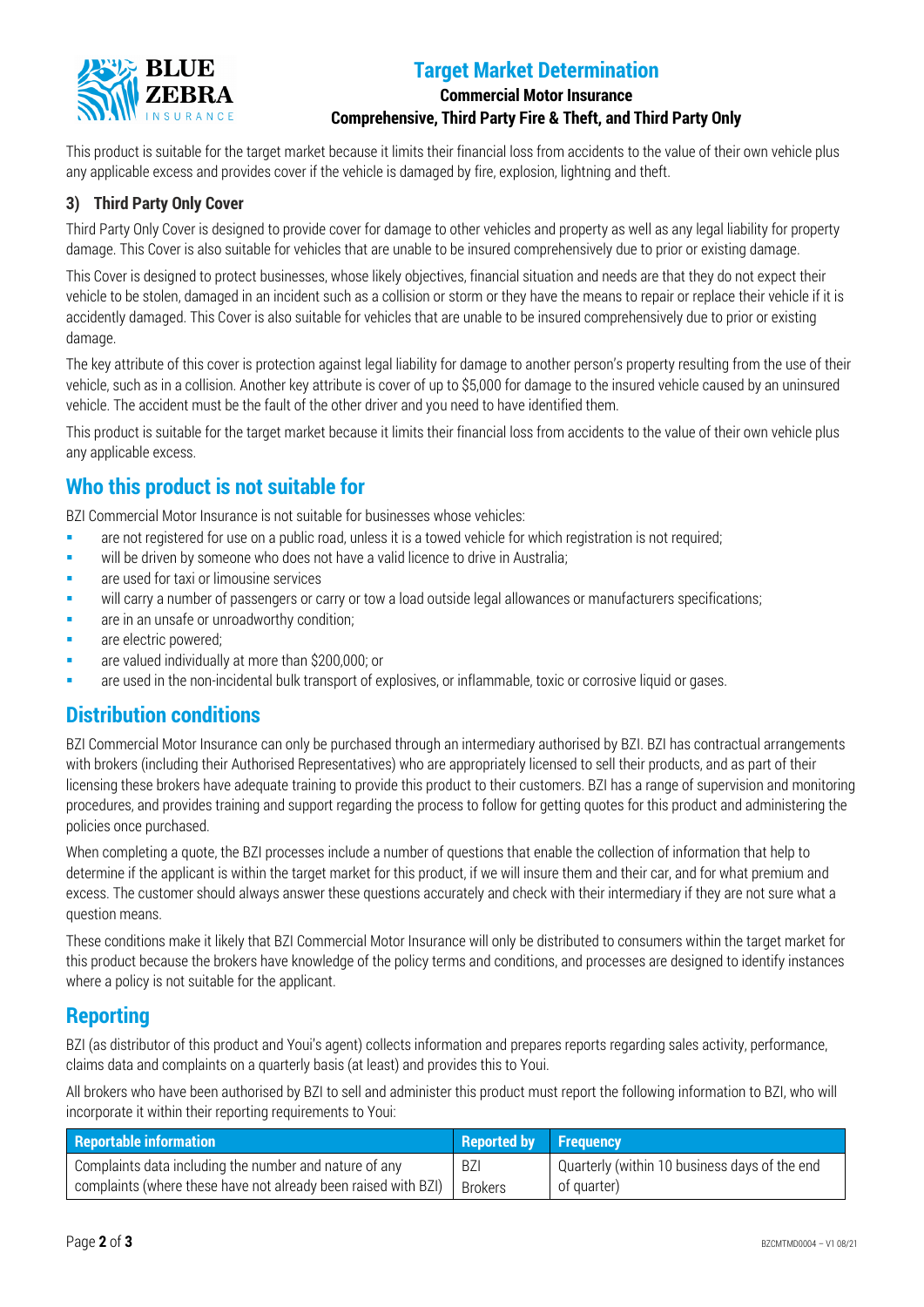This product is suitable for the target market because it limits their financial loss from accidents to the value of their own vehicle plus any applicable excess and provides cover if the vehicle is damaged by fire, explosion, lightning and theft.

### 3) Third Party Only Cover

Third Party Only Cover is designed to provide cover for damage to other vehicles and property as well as any legal liability for property damage. This Cover is also suitable for vehicles that are unable to be insured comprehensively due to prior or existing damage.

This Cover is designed to protect businesses, whose likely objectives, financial situation and needs are that they do not expect their vehicle to be stolen, damaged in an incident such as a collision or storm or they have the means to repair or replace their vehicle if it is accidently damaged. This Cover is also suitable for vehicles that are unable to be insured comprehensively due to prior or existing damage.

The key attribute of this cover is protection against legal liability for damage to another person's property resulting from the use of their vehicle, such as in a collision. Another key attribute is cover of up to $5,000 for damage to the insured vehicle caused by an uninsured vehicle. The accident must be the fault of the other driver and you need to have identified them.

This product is suitable for the target market because it limits their financial loss from accidents to the value of their own vehicle plus any applicable excess.

## Who this product is not suitable for

BZI Commercial Motor Insurance is not suitable for businesses whose vehicles:

- are not registered for use on a public road, unless it is a towed vehicle for which registration is not required;
- will be driven by someone who does not have a valid licence to drive in Australia;
- are used for taxi or limousine services
- will carry a number of passengers or carry or tow a load outside legal allowances or manufacturers specifications;
- are in an unsafe or unroadworthy condition;
- are electric powered;
- are valued individually at more than $200,000; or
- are used in the non-incidental bulk transport of explosives, or inflammable, toxic or corrosive liquid or gases.

## Distribution conditions

BZI Commercial Motor Insurance can only be purchased through an intermediary authorised by BZI. BZI has contractual arrangements with brokers (including their Authorised Representatives) who are appropriately licensed to sell their products, and as part of their licensing these brokers have adequate training to provide this product to their customers. BZI has a range of supervision and monitoring procedures, and provides training and support regarding the process to follow for getting quotes for this product and administering the policies once purchased.

When completing a quote, the BZI processes include a number of questions that enable the collection of information that help to determine if the applicant is within the target market for this product, if we will insure them and their car, and for what premium and excess. The customer should always answer these questions accurately and check with their intermediary if they are not sure what a question means.

These conditions make it likely that BZI Commercial Motor Insurance will only be distributed to consumers within the target market for this product because the brokers have knowledge of the policy terms and conditions, and processes are designed to identify instances where a policy is not suitable for the applicant.

## Reporting

BZI (as distributor of this product and Youi's agent) collects information and prepares reports regarding sales activity, performance, claims data and complaints on a quarterly basis (at least) and provides this to Youi.

All brokers who have been authorised by BZI to sell and administer this product must report the following information to BZI, who will incorporate it within their reporting requirements to Youi:

| Reportable information | Reported by | Frequency |
|---|---|---|
| Complaints data including the number and nature of any complaints (where these have not already been raised with BZI) | BZI Brokers | Quarterly (within 10 business days of the end of quarter) |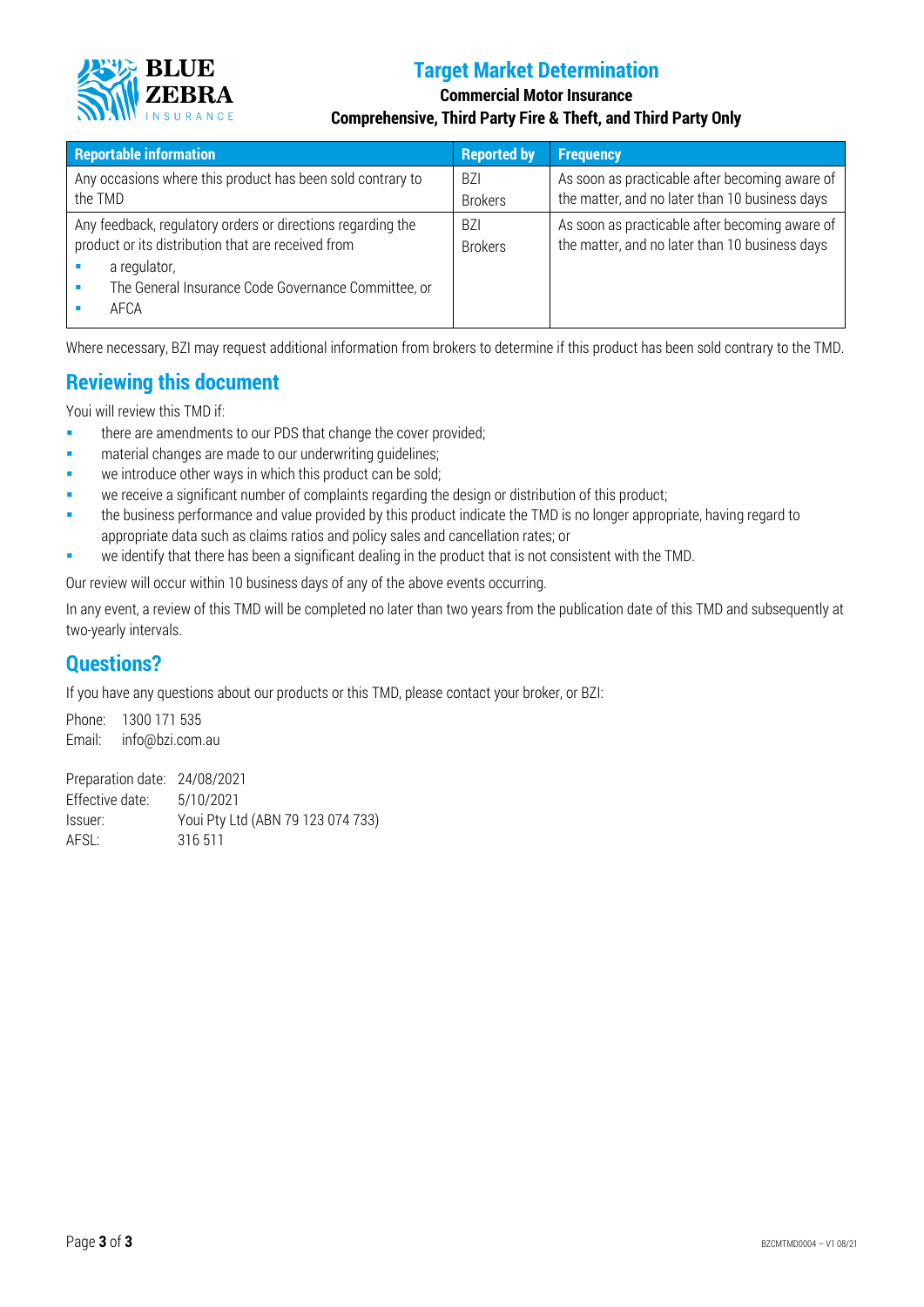# Target Market Determination

**Commercial Motor Insurance**

**Comprehensive, Third Party Fire & Theft, and Third Party Only**

| Reportable information | Reported by | Frequency |
|---|---|---|
| Any occasions where this product has been sold contrary to the TMD | BZI<br>Brokers | As soon as practicable after becoming aware of the matter, and no later than 10 business days |
| Any feedback, regulatory orders or directions regarding the product or its distribution that are received from<br>▪ a regulator,<br>▪ The General Insurance Code Governance Committee, or<br>▪ AFCA | BZI<br>Brokers | As soon as practicable after becoming aware of the matter, and no later than 10 business days |

Where necessary, BZI may request additional information from brokers to determine if this product has been sold contrary to the TMD.

## Reviewing this document

Youi will review this TMD if:

- there are amendments to our PDS that change the cover provided;
- material changes are made to our underwriting guidelines;
- we introduce other ways in which this product can be sold;
- we receive a significant number of complaints regarding the design or distribution of this product;
- the business performance and value provided by this product indicate the TMD is no longer appropriate, having regard to appropriate data such as claims ratios and policy sales and cancellation rates; or
- we identify that there has been a significant dealing in the product that is not consistent with the TMD.

Our review will occur within 10 business days of any of the above events occurring.

In any event, a review of this TMD will be completed no later than two years from the publication date of this TMD and subsequently at two-yearly intervals.

## Questions?

If you have any questions about our products or this TMD, please contact your broker, or BZI:

Phone: 1300 171 535
Email: info@bzi.com.au

Preparation date: 24/08/2021
Effective date: 5/10/2021
Issuer: Youi Pty Ltd (ABN 79 123 074 733)
AFSL: 316 511

BZCMTMD0004 – V1 08/21